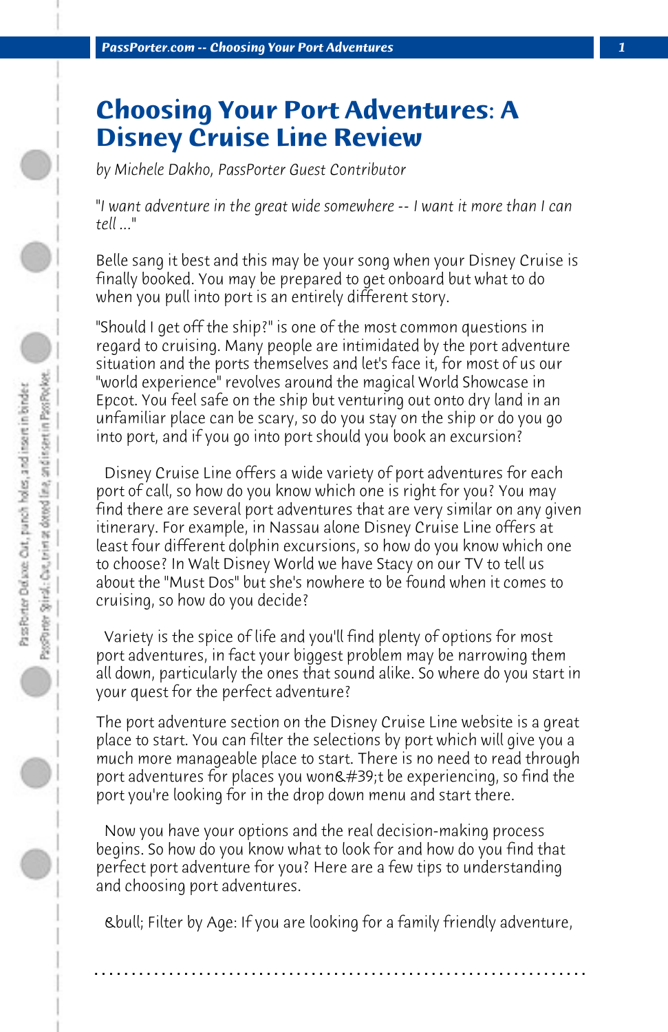# Choosing Your Port Adventures: A Disney Cruise Line Review

*by Michele Dakho, PassPorter Guest Contributor*

*"I want adventure in the great wide somewhere -- I want it more than I can tell ..."*

Belle sang it best and this may be your song when your Disney Cruise is finally booked. You may be prepared to get onboard but what to do when you pull into port is an entirely different story.

"Should I get off the ship?" is one of the most common questions in regard to cruising. Many people are intimidated by the port adventure situation and the ports themselves and let's face it, for most of us our "world experience" revolves around the magical World Showcase in Epcot. You feel safe on the ship but venturing out onto dry land in an unfamiliar place can be scary, so do you stay on the ship or do you go into port, and if you go into port should you book an excursion?

Disney Cruise Line offers a wide variety of port adventures for each port of call, so how do you know which one is right for you? You may find there are several port adventures that are very similar on any given itinerary. For example, in Nassau alone Disney Cruise Line offers at least four different dolphin excursions, so how do you know which one to choose? In Walt Disney World we have Stacy on our TV to tell us about the "Must Dos" but she's nowhere to be found when it comes to cruising, so how do you decide?

Variety is the spice of life and you'll find plenty of options for most port adventures, in fact your biggest problem may be narrowing them all down, particularly the ones that sound alike. So where do you start in your quest for the perfect adventure?

The port adventure section on the Disney Cruise Line website is a great place to start. You can filter the selections by port which will give you a much more manageable place to start. There is no need to read through port adventures for places you won&#39;t be experiencing, so find the port you're looking for in the drop down menu and start there.

Now you have your options and the real decision-making process begins. So how do you know what to look for and how do you find that perfect port adventure for you? Here are a few tips to understanding and choosing port adventures.

&bull; Filter by Age: If you are looking for a family friendly adventure,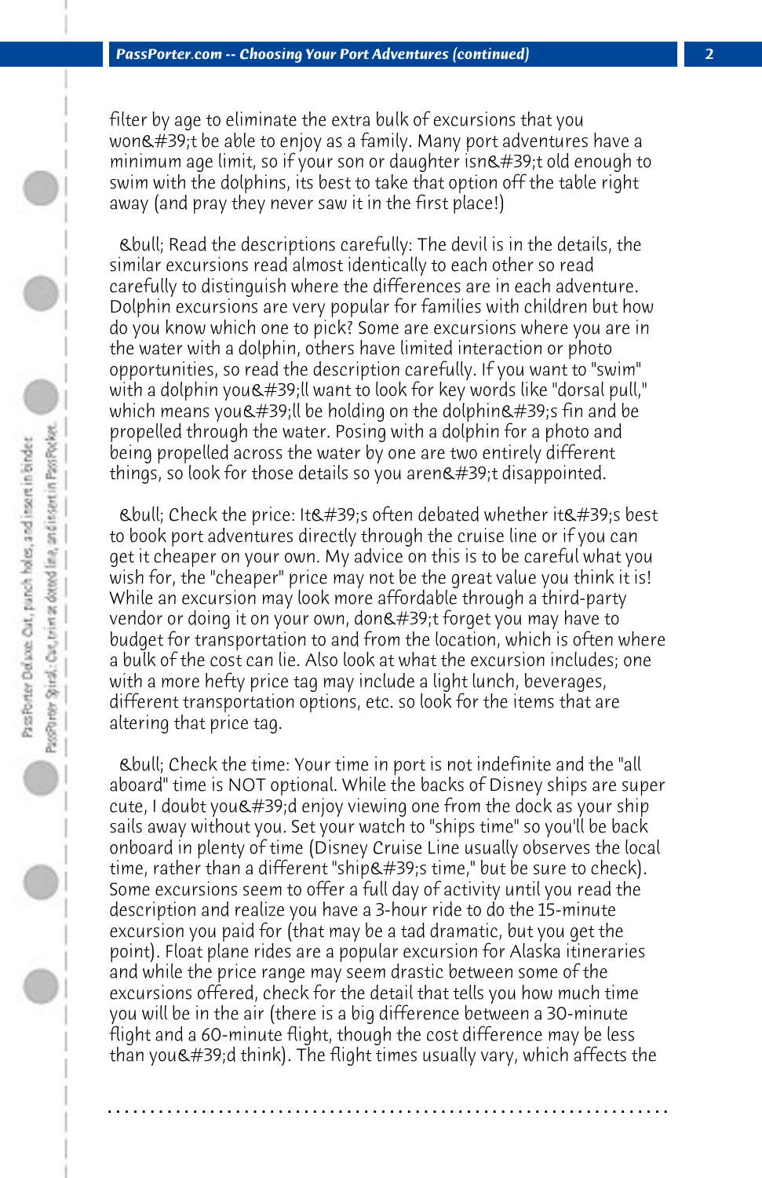filter by age to eliminate the extra bulk of excursions that you won&#39;t be able to enjoy as a family. Many port adventures have a minimum age limit, so if your son or daughter isn&#39;t old enough to swim with the dolphins, its best to take that option off the table right away (and pray they never saw it in the first place!)

&bull; Read the descriptions carefully: The devil is in the details, the similar excursions read almost identically to each other so read carefully to distinguish where the differences are in each adventure. Dolphin excursions are very popular for families with children but how do you know which one to pick? Some are excursions where you are in the water with a dolphin, others have limited interaction or photo opportunities, so read the description carefully. If you want to "swim" with a dolphin you&#39;ll want to look for key words like "dorsal pull," which means you&#39;ll be holding on the dolphin&#39;s fin and be propelled through the water. Posing with a dolphin for a photo and being propelled across the water by one are two entirely different things, so look for those details so you aren&#39;t disappointed.

&bull; Check the price: It&#39;s often debated whether it&#39;s best to book port adventures directly through the cruise line or if you can get it cheaper on your own. My advice on this is to be careful what you wish for, the "cheaper" price may not be the great value you think it is! While an excursion may look more affordable through a third-party vendor or doing it on your own, don&#39;t forget you may have to budget for transportation to and from the location, which is often where a bulk of the cost can lie. Also look at what the excursion includes; one with a more hefty price tag may include a light lunch, beverages, different transportation options, etc. so look for the items that are altering that price tag.

&bull; Check the time: Your time in port is not indefinite and the "all aboard" time is NOT optional. While the backs of Disney ships are super cute, I doubt you&#39;d enjoy viewing one from the dock as your ship sails away without you. Set your watch to "ships time" so you'll be back onboard in plenty of time (Disney Cruise Line usually observes the local time, rather than a different "ship&#39;s time," but be sure to check). Some excursions seem to offer a full day of activity until you read the description and realize you have a 3-hour ride to do the 15-minute excursion you paid for (that may be a tad dramatic, but you get the point). Float plane rides are a popular excursion for Alaska itineraries and while the price range may seem drastic between some of the excursions offered, check for the detail that tells you how much time you will be in the air (there is a big difference between a 30-minute flight and a 60-minute flight, though the cost difference may be less than you&#39;d think). The flight times usually vary, which affects the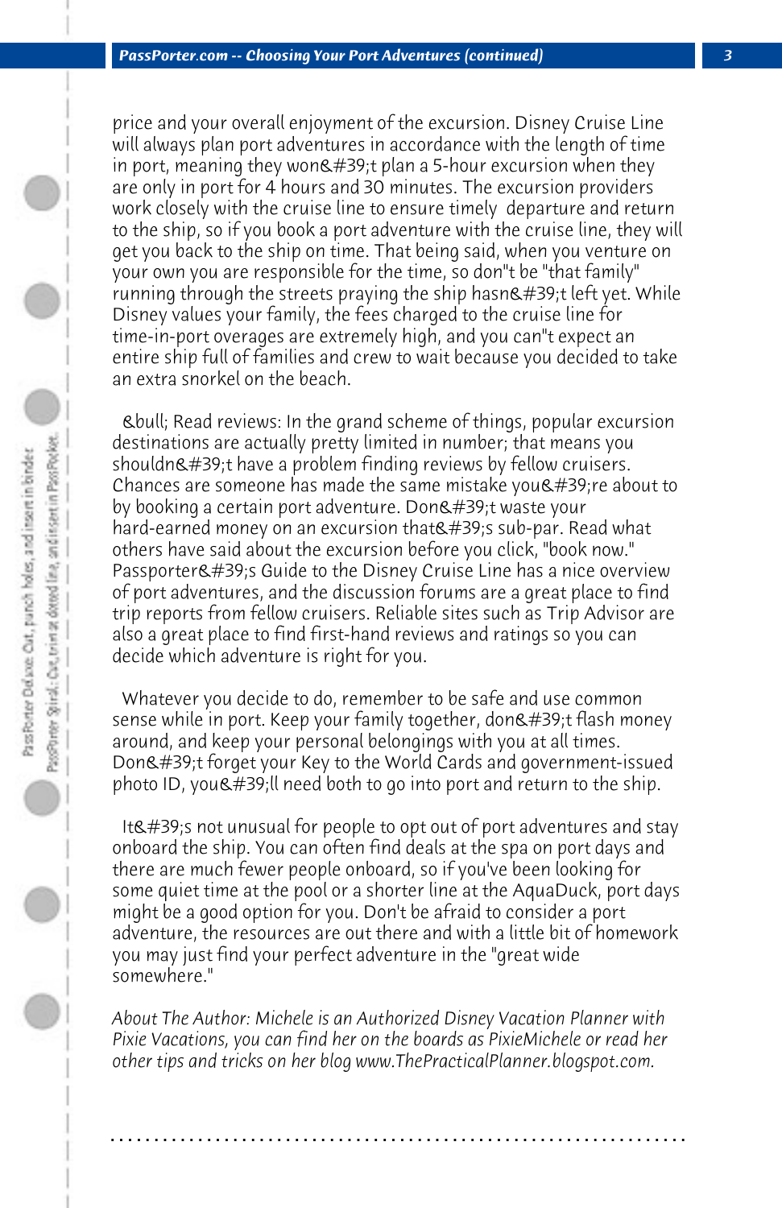price and your overall enjoyment of the excursion. Disney Cruise Line will always plan port adventures in accordance with the length of time in port, meaning they won&#39;t plan a 5-hour excursion when they are only in port for 4 hours and 30 minutes. The excursion providers work closely with the cruise line to ensure timely departure and return to the ship, so if you book a port adventure with the cruise line, they will get you back to the ship on time. That being said, when you venture on your own you are responsible for the time, so don"t be "that family" running through the streets praying the ship hasn&#39;t left yet. While Disney values your family, the fees charged to the cruise line for time-in-port overages are extremely high, and you can"t expect an entire ship full of families and crew to wait because you decided to take an extra snorkel on the beach.

&bull; Read reviews: In the grand scheme of things, popular excursion destinations are actually pretty limited in number; that means you shouldn&#39;t have a problem finding reviews by fellow cruisers. Chances are someone has made the same mistake you&#39;re about to by booking a certain port adventure. Don&#39;t waste your hard-earned money on an excursion that&#39;s sub-par. Read what others have said about the excursion before you click, "book now." Passporter&#39;s Guide to the Disney Cruise Line has a nice overview of port adventures, and the discussion forums are a great place to find trip reports from fellow cruisers. Reliable sites such as Trip Advisor are also a great place to find first-hand reviews and ratings so you can decide which adventure is right for you.

Whatever you decide to do, remember to be safe and use common sense while in port. Keep your family together, don&#39;t flash money around, and keep your personal belongings with you at all times. Don&#39;t forget your Key to the World Cards and government-issued photo ID, you&#39;ll need both to go into port and return to the ship.

It&#39;s not unusual for people to opt out of port adventures and stay onboard the ship. You can often find deals at the spa on port days and there are much fewer people onboard, so if you've been looking for some quiet time at the pool or a shorter line at the AquaDuck, port days might be a good option for you. Don't be afraid to consider a port adventure, the resources are out there and with a little bit of homework you may just find your perfect adventure in the "great wide somewhere."

*About The Author: Michele is an Authorized Disney Vacation Planner with Pixie Vacations, you can find her on the boards as PixieMichele or read her other tips and tricks on her blog www.ThePracticalPlanner.blogspot.com.*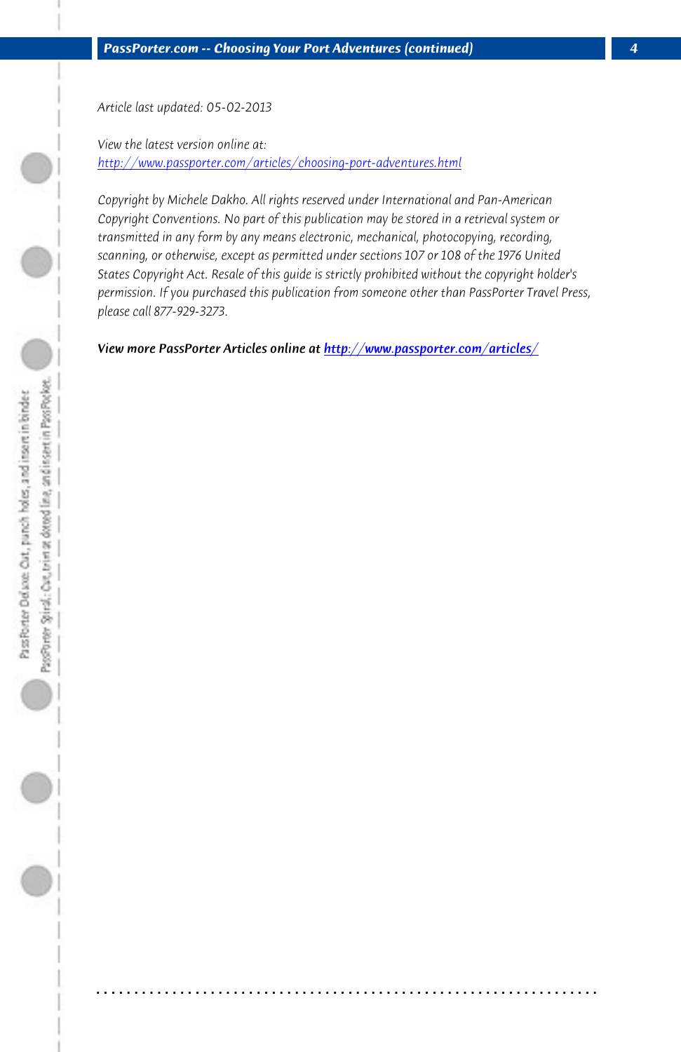*Article last updated: 05-02-2013*

*View the latest version online at:*
*http://www.passporter.com/articles/choosing-port-adventures.html*

*Copyright by Michele Dakho. All rights reserved under International and Pan-American Copyright Conventions. No part of this publication may be stored in a retrieval system or transmitted in any form by any means electronic, mechanical, photocopying, recording, scanning, or otherwise, except as permitted under sections 107 or 108 of the 1976 United States Copyright Act. Resale of this guide is strictly prohibited without the copyright holder's permission. If you purchased this publication from someone other than PassPorter Travel Press, please call 877-929-3273.*

***View more PassPorter Articles online at http://www.passporter.com/articles/***